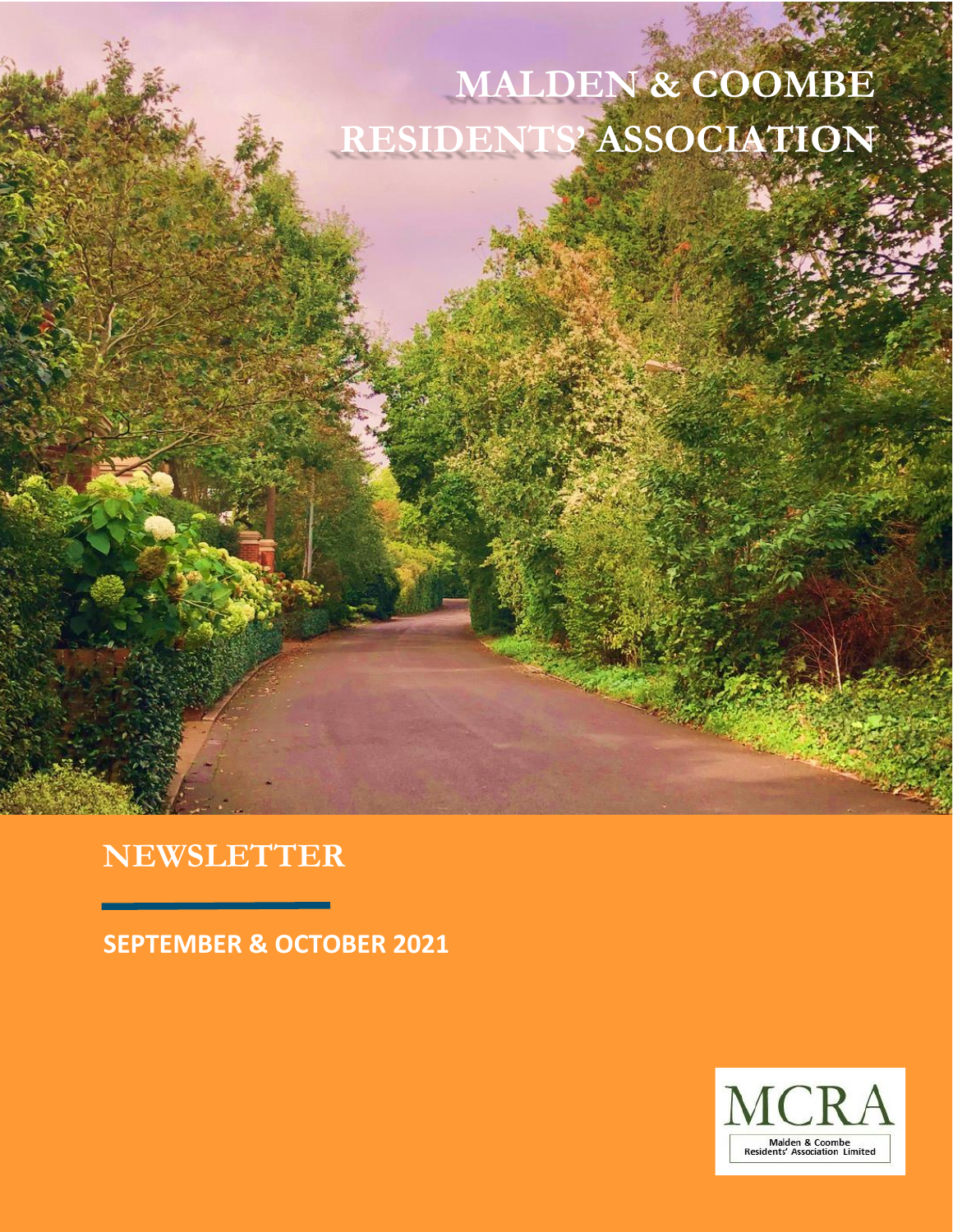# MALDEN & COOMBE RESIDENTS' ASSOCIATION

## NEWSLETTER

**SEPTEMBER & OCTOBER 2021**

MCRA

Malden & Coombe Residents' Association Limited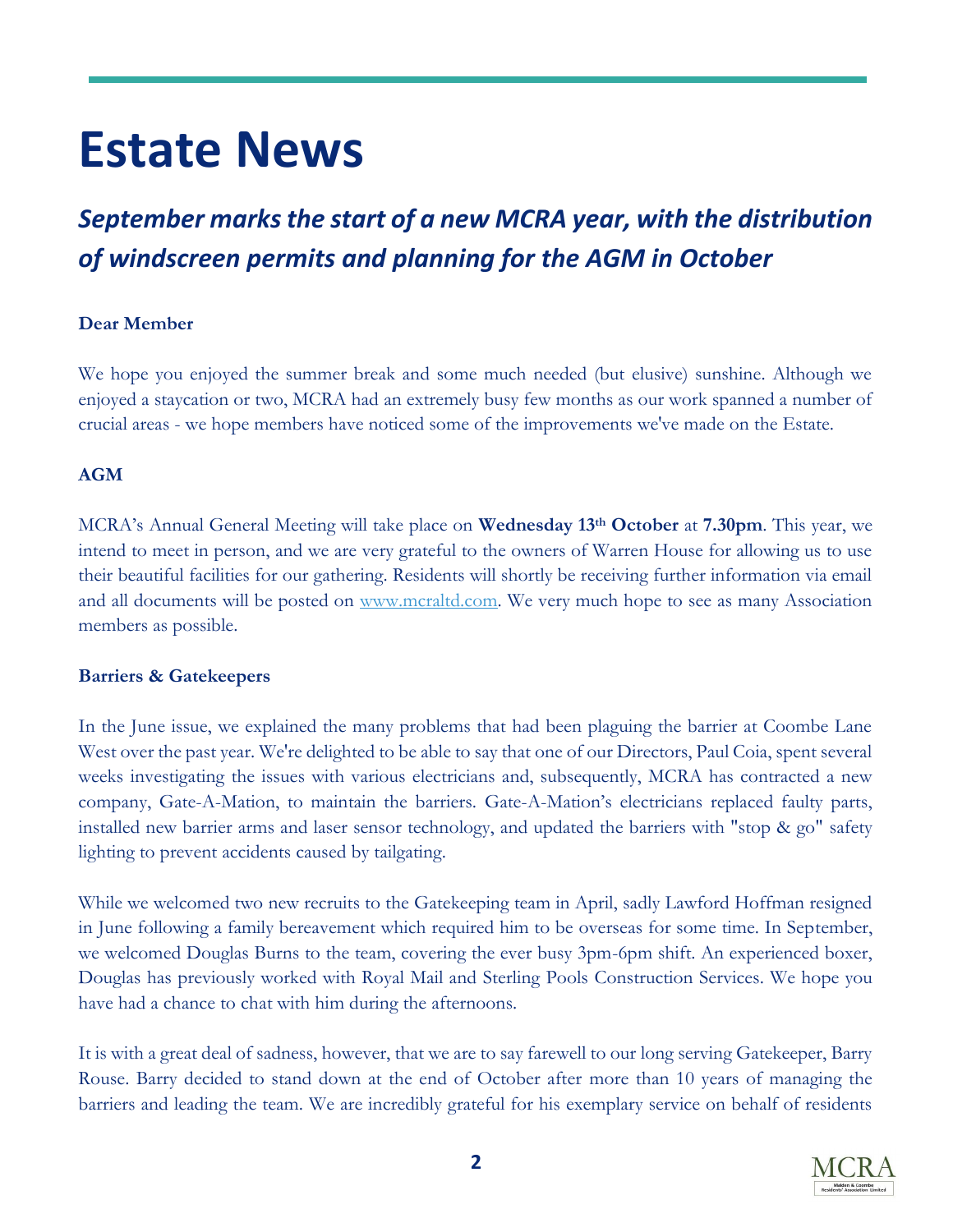# Estate News

## *September marks the start of a new MCRA year, with the distribution of windscreen permits and planning for the AGM in October*

**Dear Member**

We hope you enjoyed the summer break and some much needed (but elusive) sunshine. Although we enjoyed a staycation or two, MCRA had an extremely busy few months as our work spanned a number of crucial areas - we hope members have noticed some of the improvements we've made on the Estate.

**AGM**

MCRA's Annual General Meeting will take place on **Wednesday 13th October** at **7.30pm**. This year, we intend to meet in person, and we are very grateful to the owners of Warren House for allowing us to use their beautiful facilities for our gathering. Residents will shortly be receiving further information via email and all documents will be posted on www.mcraltd.com. We very much hope to see as many Association members as possible.

**Barriers & Gatekeepers**

In the June issue, we explained the many problems that had been plaguing the barrier at Coombe Lane West over the past year. We're delighted to be able to say that one of our Directors, Paul Coia, spent several weeks investigating the issues with various electricians and, subsequently, MCRA has contracted a new company, Gate-A-Mation, to maintain the barriers. Gate-A-Mation's electricians replaced faulty parts, installed new barrier arms and laser sensor technology, and updated the barriers with "stop & go" safety lighting to prevent accidents caused by tailgating.

While we welcomed two new recruits to the Gatekeeping team in April, sadly Lawford Hoffman resigned in June following a family bereavement which required him to be overseas for some time. In September, we welcomed Douglas Burns to the team, covering the ever busy 3pm-6pm shift. An experienced boxer, Douglas has previously worked with Royal Mail and Sterling Pools Construction Services. We hope you have had a chance to chat with him during the afternoons.

It is with a great deal of sadness, however, that we are to say farewell to our long serving Gatekeeper, Barry Rouse. Barry decided to stand down at the end of October after more than 10 years of managing the barriers and leading the team. We are incredibly grateful for his exemplary service on behalf of residents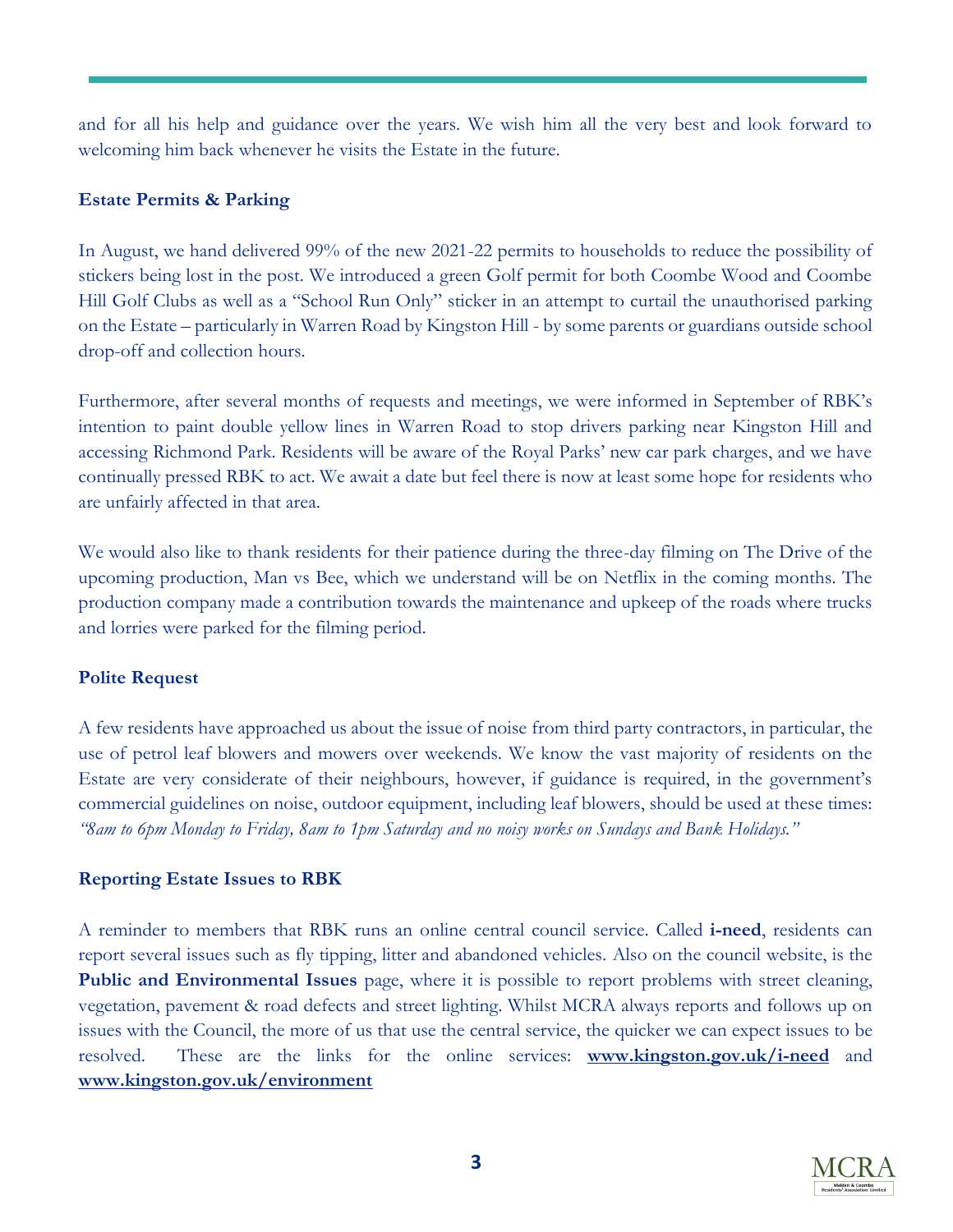and for all his help and guidance over the years. We wish him all the very best and look forward to welcoming him back whenever he visits the Estate in the future.

## Estate Permits & Parking

In August, we hand delivered 99% of the new 2021-22 permits to households to reduce the possibility of stickers being lost in the post. We introduced a green Golf permit for both Coombe Wood and Coombe Hill Golf Clubs as well as a "School Run Only" sticker in an attempt to curtail the unauthorised parking on the Estate – particularly in Warren Road by Kingston Hill - by some parents or guardians outside school drop-off and collection hours.

Furthermore, after several months of requests and meetings, we were informed in September of RBK's intention to paint double yellow lines in Warren Road to stop drivers parking near Kingston Hill and accessing Richmond Park. Residents will be aware of the Royal Parks' new car park charges, and we have continually pressed RBK to act. We await a date but feel there is now at least some hope for residents who are unfairly affected in that area.

We would also like to thank residents for their patience during the three-day filming on The Drive of the upcoming production, Man vs Bee, which we understand will be on Netflix in the coming months. The production company made a contribution towards the maintenance and upkeep of the roads where trucks and lorries were parked for the filming period.

## Polite Request

A few residents have approached us about the issue of noise from third party contractors, in particular, the use of petrol leaf blowers and mowers over weekends. We know the vast majority of residents on the Estate are very considerate of their neighbours, however, if guidance is required, in the government's commercial guidelines on noise, outdoor equipment, including leaf blowers, should be used at these times: *"8am to 6pm Monday to Friday, 8am to 1pm Saturday and no noisy works on Sundays and Bank Holidays."*

## Reporting Estate Issues to RBK

A reminder to members that RBK runs an online central council service. Called **i-need**, residents can report several issues such as fly tipping, litter and abandoned vehicles. Also on the council website, is the **Public and Environmental Issues** page, where it is possible to report problems with street cleaning, vegetation, pavement & road defects and street lighting. Whilst MCRA always reports and follows up on issues with the Council, the more of us that use the central service, the quicker we can expect issues to be resolved. These are the links for the online services: **www.kingston.gov.uk/i-need** and **www.kingston.gov.uk/environment**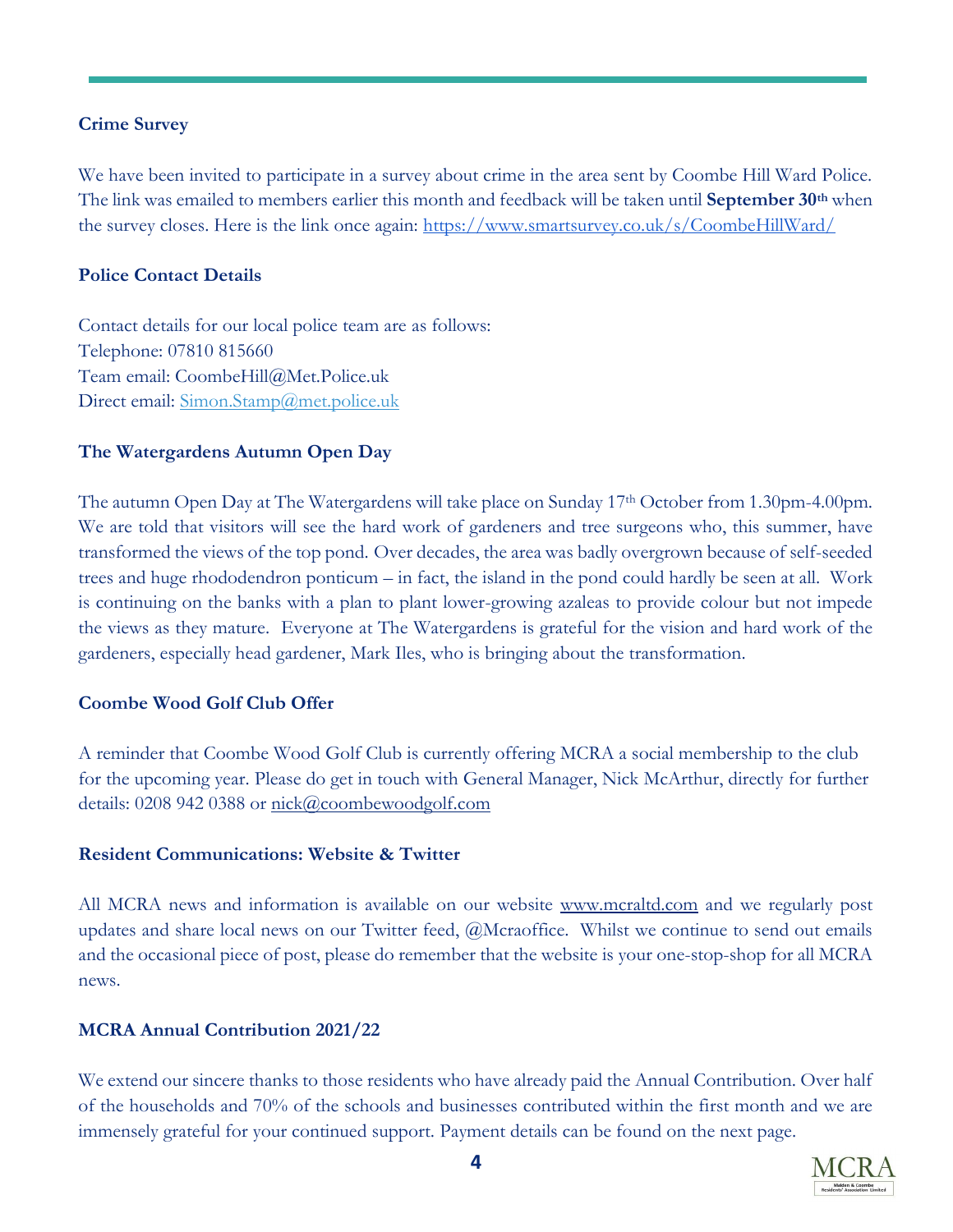### Crime Survey

We have been invited to participate in a survey about crime in the area sent by Coombe Hill Ward Police. The link was emailed to members earlier this month and feedback will be taken until **September 30th** when the survey closes. Here is the link once again: https://www.smartsurvey.co.uk/s/CoombeHillWard/

### Police Contact Details

Contact details for our local police team are as follows:
Telephone: 07810 815660
Team email: CoombeHill@Met.Police.uk
Direct email: Simon.Stamp@met.police.uk

### The Watergardens Autumn Open Day

The autumn Open Day at The Watergardens will take place on Sunday 17th October from 1.30pm-4.00pm. We are told that visitors will see the hard work of gardeners and tree surgeons who, this summer, have transformed the views of the top pond. Over decades, the area was badly overgrown because of self-seeded trees and huge rhododendron ponticum – in fact, the island in the pond could hardly be seen at all. Work is continuing on the banks with a plan to plant lower-growing azaleas to provide colour but not impede the views as they mature. Everyone at The Watergardens is grateful for the vision and hard work of the gardeners, especially head gardener, Mark Iles, who is bringing about the transformation.

### Coombe Wood Golf Club Offer

A reminder that Coombe Wood Golf Club is currently offering MCRA a social membership to the club for the upcoming year. Please do get in touch with General Manager, Nick McArthur, directly for further details: 0208 942 0388 or nick@coombewoodgolf.com

### Resident Communications: Website & Twitter

All MCRA news and information is available on our website www.mcraltd.com and we regularly post updates and share local news on our Twitter feed, @Mcraoffice. Whilst we continue to send out emails and the occasional piece of post, please do remember that the website is your one-stop-shop for all MCRA news.

### MCRA Annual Contribution 2021/22

We extend our sincere thanks to those residents who have already paid the Annual Contribution. Over half of the households and 70% of the schools and businesses contributed within the first month and we are immensely grateful for your continued support. Payment details can be found on the next page.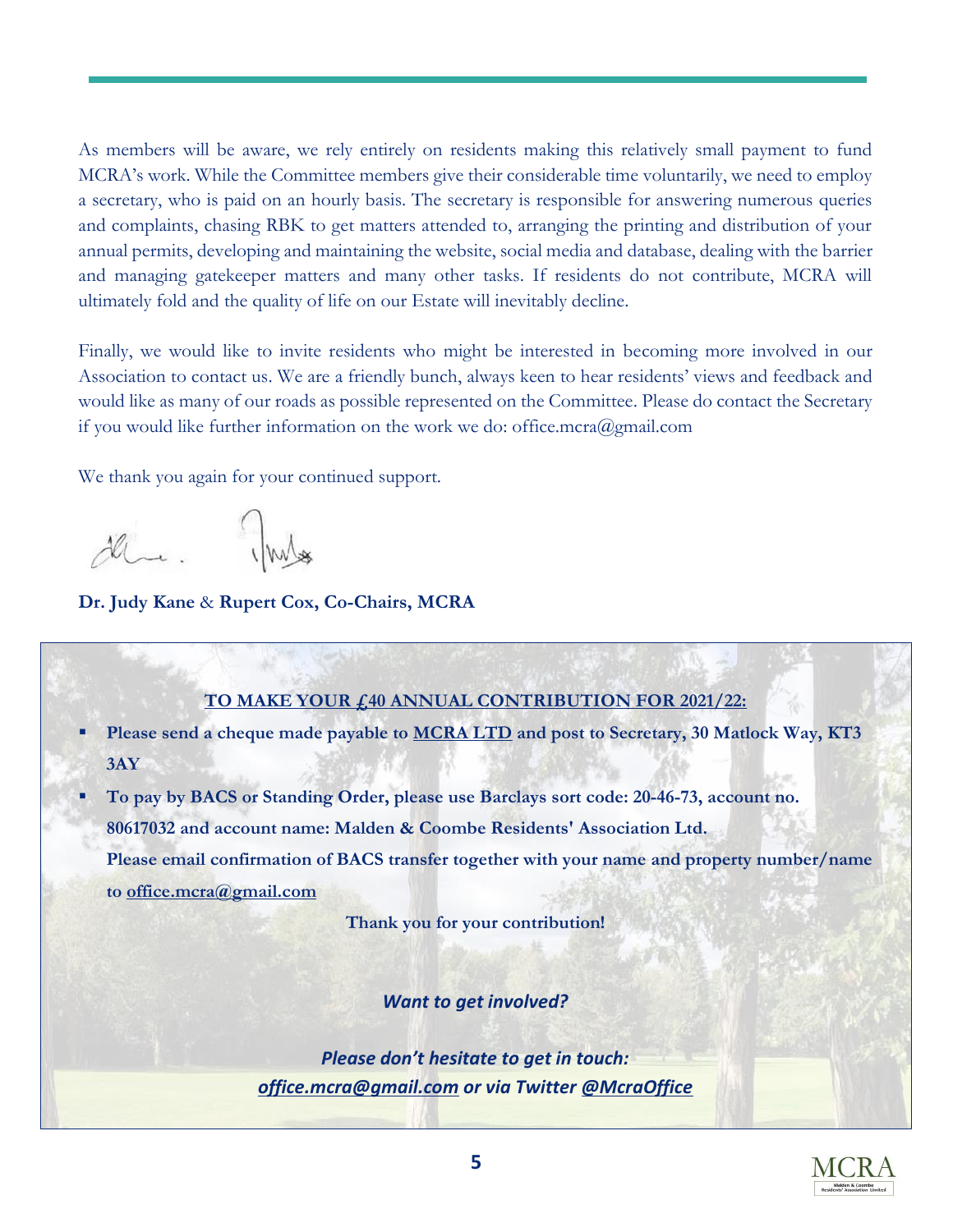As members will be aware, we rely entirely on residents making this relatively small payment to fund MCRA's work. While the Committee members give their considerable time voluntarily, we need to employ a secretary, who is paid on an hourly basis. The secretary is responsible for answering numerous queries and complaints, chasing RBK to get matters attended to, arranging the printing and distribution of your annual permits, developing and maintaining the website, social media and database, dealing with the barrier and managing gatekeeper matters and many other tasks. If residents do not contribute, MCRA will ultimately fold and the quality of life on our Estate will inevitably decline.

Finally, we would like to invite residents who might be interested in becoming more involved in our Association to contact us. We are a friendly bunch, always keen to hear residents' views and feedback and would like as many of our roads as possible represented on the Committee. Please do contact the Secretary if you would like further information on the work we do: office.mcra@gmail.com

We thank you again for your continued support.

**Dr. Judy Kane** & **Rupert Cox, Co-Chairs, MCRA**

**TO MAKE YOUR £40 ANNUAL CONTRIBUTION FOR 2021/22:**

- **Please send a cheque made payable to MCRA LTD and post to Secretary, 30 Matlock Way, KT3 3AY**
- **To pay by BACS or Standing Order, please use Barclays sort code: 20-46-73, account no. 80617032 and account name: Malden & Coombe Residents' Association Ltd.**
  **Please email confirmation of BACS transfer together with your name and property number/name to office.mcra@gmail.com**

**Thank you for your contribution!**

***Want to get involved?***

***Please don't hesitate to get in touch: office.mcra@gmail.com or via Twitter @McraOffice***